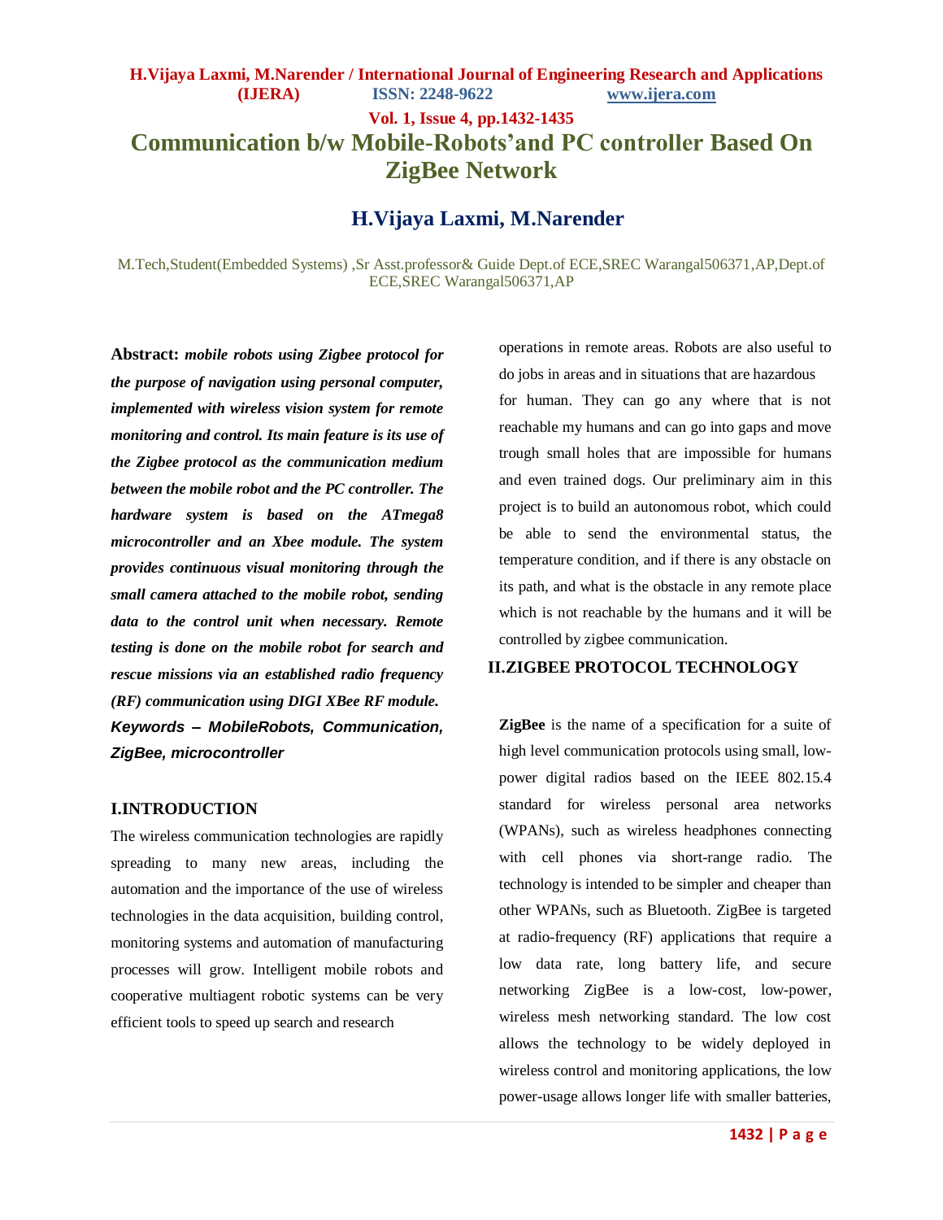# Communication b/w Mobile-Robots'and PC controller Based On ZigBee Network

## H.Vijaya Laxmi, M.Narender

M.Tech,Student(Embedded Systems) ,Sr Asst.professor& Guide Dept.of ECE,SREC Warangal506371,AP,Dept.of ECE,SREC Warangal506371,AP

**Abstract:** ***mobile robots using Zigbee protocol for the purpose of navigation using personal computer, implemented with wireless vision system for remote monitoring and control. Its main feature is its use of the Zigbee protocol as the communication medium between the mobile robot and the PC controller. The hardware system is based on the ATmega8 microcontroller and an Xbee module. The system provides continuous visual monitoring through the small camera attached to the mobile robot, sending data to the control unit when necessary. Remote testing is done on the mobile robot for search and rescue missions via an established radio frequency (RF) communication using DIGI XBee RF module.***

***Keywords – MobileRobots, Communication, ZigBee, microcontroller***

## I.INTRODUCTION

The wireless communication technologies are rapidly spreading to many new areas, including the automation and the importance of the use of wireless technologies in the data acquisition, building control, monitoring systems and automation of manufacturing processes will grow. Intelligent mobile robots and cooperative multiagent robotic systems can be very efficient tools to speed up search and research operations in remote areas. Robots are also useful to do jobs in areas and in situations that are hazardous for human. They can go any where that is not reachable my humans and can go into gaps and move trough small holes that are impossible for humans and even trained dogs. Our preliminary aim in this project is to build an autonomous robot, which could be able to send the environmental status, the temperature condition, and if there is any obstacle on its path, and what is the obstacle in any remote place which is not reachable by the humans and it will be controlled by zigbee communication.

## II.ZIGBEE PROTOCOL TECHNOLOGY

**ZigBee** is the name of a specification for a suite of high level communication protocols using small, low-power digital radios based on the IEEE 802.15.4 standard for wireless personal area networks (WPANs), such as wireless headphones connecting with cell phones via short-range radio. The technology is intended to be simpler and cheaper than other WPANs, such as Bluetooth. ZigBee is targeted at radio-frequency (RF) applications that require a low data rate, long battery life, and secure networking ZigBee is a low-cost, low-power, wireless mesh networking standard. The low cost allows the technology to be widely deployed in wireless control and monitoring applications, the low power-usage allows longer life with smaller batteries,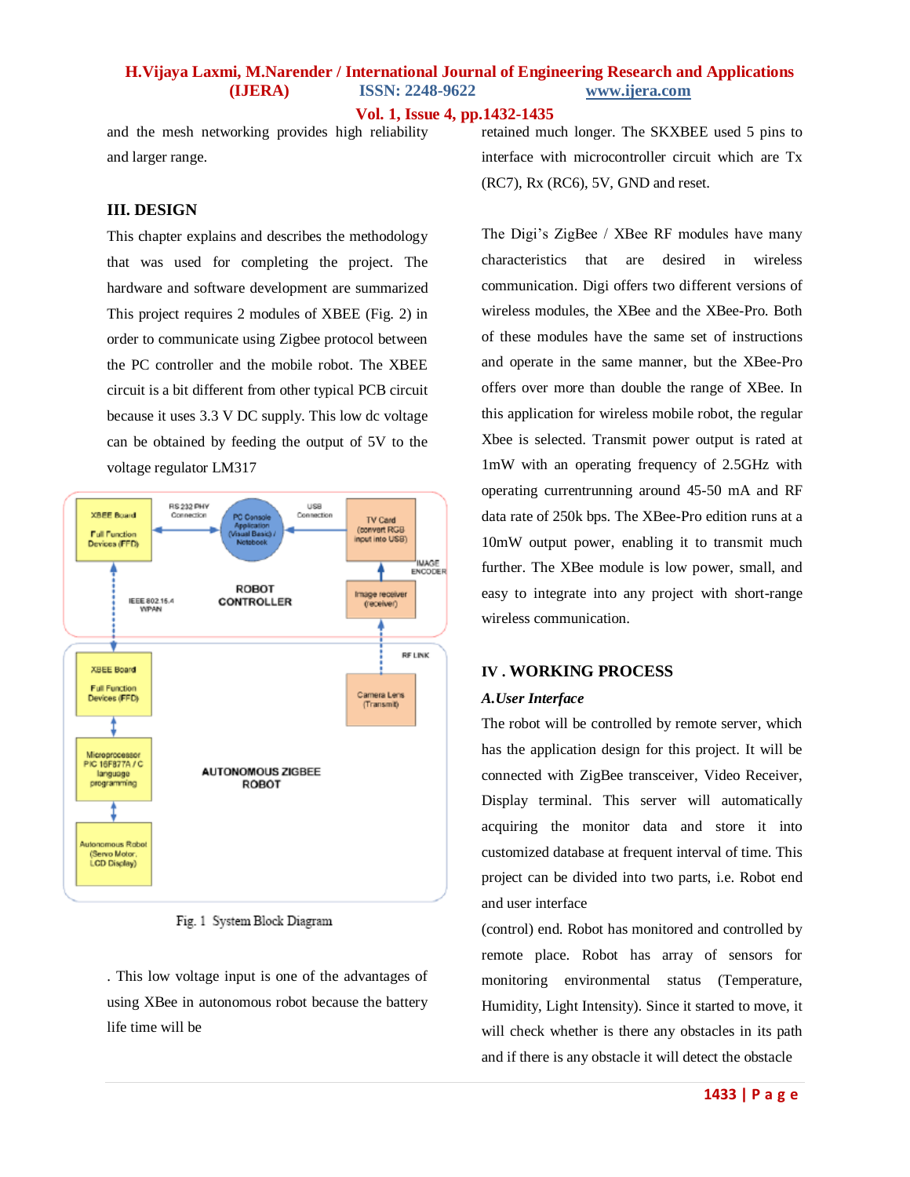and the mesh networking provides high reliability and larger range.

## III. DESIGN

This chapter explains and describes the methodology that was used for completing the project. The hardware and software development are summarized This project requires 2 modules of XBEE (Fig. 2) in order to communicate using Zigbee protocol between the PC controller and the mobile robot. The XBEE circuit is a bit different from other typical PCB circuit because it uses 3.3 V DC supply. This low dc voltage can be obtained by feeding the output of 5V to the voltage regulator LM317

Fig. 1 System Block Diagram

. This low voltage input is one of the advantages of using XBee in autonomous robot because the battery life time will be retained much longer. The SKXBEE used 5 pins to interface with microcontroller circuit which are Tx (RC7), Rx (RC6), 5V, GND and reset.

The Digi's ZigBee / XBee RF modules have many characteristics that are desired in wireless communication. Digi offers two different versions of wireless modules, the XBee and the XBee-Pro. Both of these modules have the same set of instructions and operate in the same manner, but the XBee-Pro offers over more than double the range of XBee. In this application for wireless mobile robot, the regular Xbee is selected. Transmit power output is rated at 1mW with an operating frequency of 2.5GHz with operating currentrunning around 45-50 mA and RF data rate of 250k bps. The XBee-Pro edition runs at a 10mW output power, enabling it to transmit much further. The XBee module is low power, small, and easy to integrate into any project with short-range wireless communication.

## IV . WORKING PROCESS

### *A.User Interface*

The robot will be controlled by remote server, which has the application design for this project. It will be connected with ZigBee transceiver, Video Receiver, Display terminal. This server will automatically acquiring the monitor data and store it into customized database at frequent interval of time. This project can be divided into two parts, i.e. Robot end and user interface

(control) end. Robot has monitored and controlled by remote place. Robot has array of sensors for monitoring environmental status (Temperature, Humidity, Light Intensity). Since it started to move, it will check whether is there any obstacles in its path and if there is any obstacle it will detect the obstacle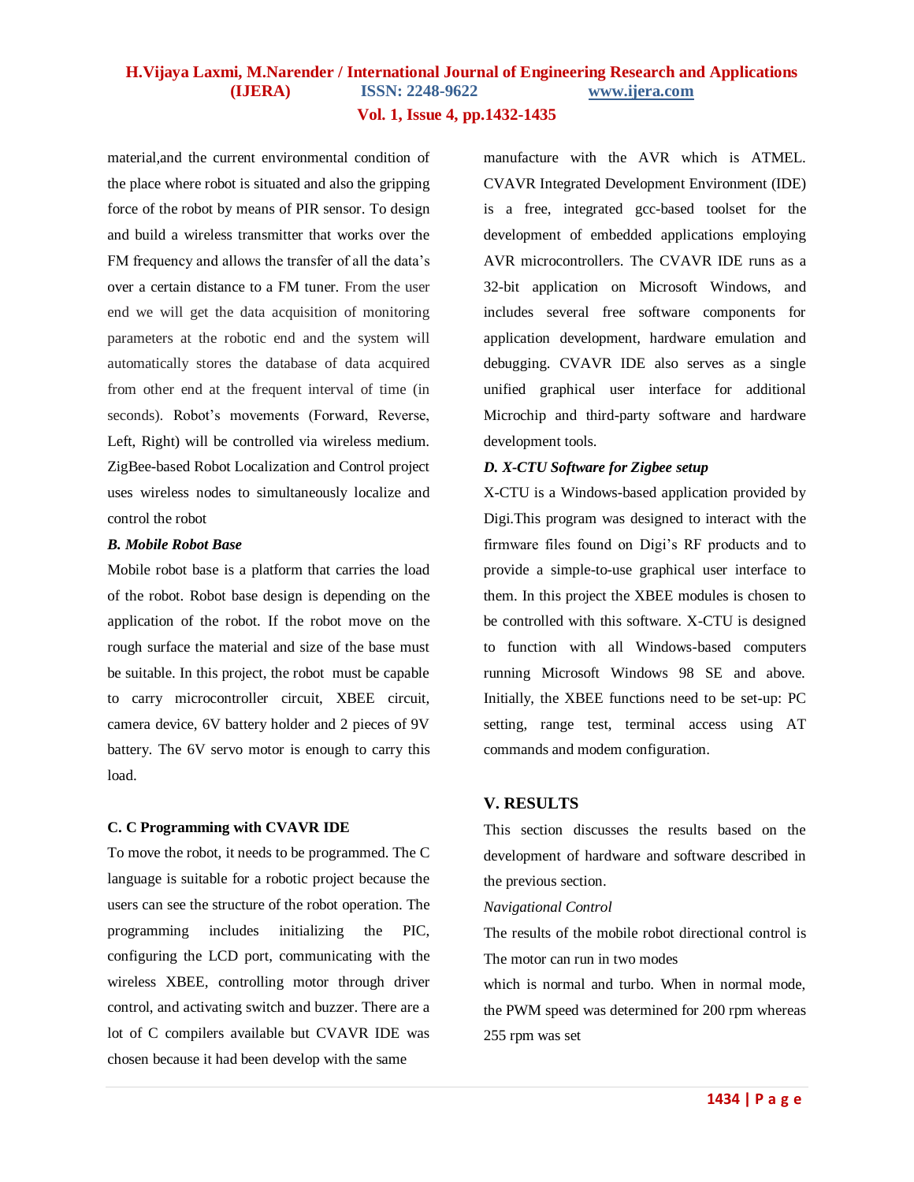material,and the current environmental condition of the place where robot is situated and also the gripping force of the robot by means of PIR sensor. To design and build a wireless transmitter that works over the FM frequency and allows the transfer of all the data's over a certain distance to a FM tuner. From the user end we will get the data acquisition of monitoring parameters at the robotic end and the system will automatically stores the database of data acquired from other end at the frequent interval of time (in seconds). Robot's movements (Forward, Reverse, Left, Right) will be controlled via wireless medium. ZigBee-based Robot Localization and Control project uses wireless nodes to simultaneously localize and control the robot

### *B. Mobile Robot Base*

Mobile robot base is a platform that carries the load of the robot. Robot base design is depending on the application of the robot. If the robot move on the rough surface the material and size of the base must be suitable. In this project, the robot must be capable to carry microcontroller circuit, XBEE circuit, camera device, 6V battery holder and 2 pieces of 9V battery. The 6V servo motor is enough to carry this load.

### C. C Programming with CVAVR IDE

To move the robot, it needs to be programmed. The C language is suitable for a robotic project because the users can see the structure of the robot operation. The programming includes initializing the PIC, configuring the LCD port, communicating with the wireless XBEE, controlling motor through driver control, and activating switch and buzzer. There are a lot of C compilers available but CVAVR IDE was chosen because it had been develop with the same manufacture with the AVR which is ATMEL. CVAVR Integrated Development Environment (IDE) is a free, integrated gcc-based toolset for the development of embedded applications employing AVR microcontrollers. The CVAVR IDE runs as a 32-bit application on Microsoft Windows, and includes several free software components for application development, hardware emulation and debugging. CVAVR IDE also serves as a single unified graphical user interface for additional Microchip and third-party software and hardware development tools.

### *D. X-CTU Software for Zigbee setup*

X-CTU is a Windows-based application provided by Digi.This program was designed to interact with the firmware files found on Digi's RF products and to provide a simple-to-use graphical user interface to them. In this project the XBEE modules is chosen to be controlled with this software. X-CTU is designed to function with all Windows-based computers running Microsoft Windows 98 SE and above. Initially, the XBEE functions need to be set-up: PC setting, range test, terminal access using AT commands and modem configuration.

## V. RESULTS

This section discusses the results based on the development of hardware and software described in the previous section.

*Navigational Control*

The results of the mobile robot directional control is The motor can run in two modes which is normal and turbo. When in normal mode, the PWM speed was determined for 200 rpm whereas 255 rpm was set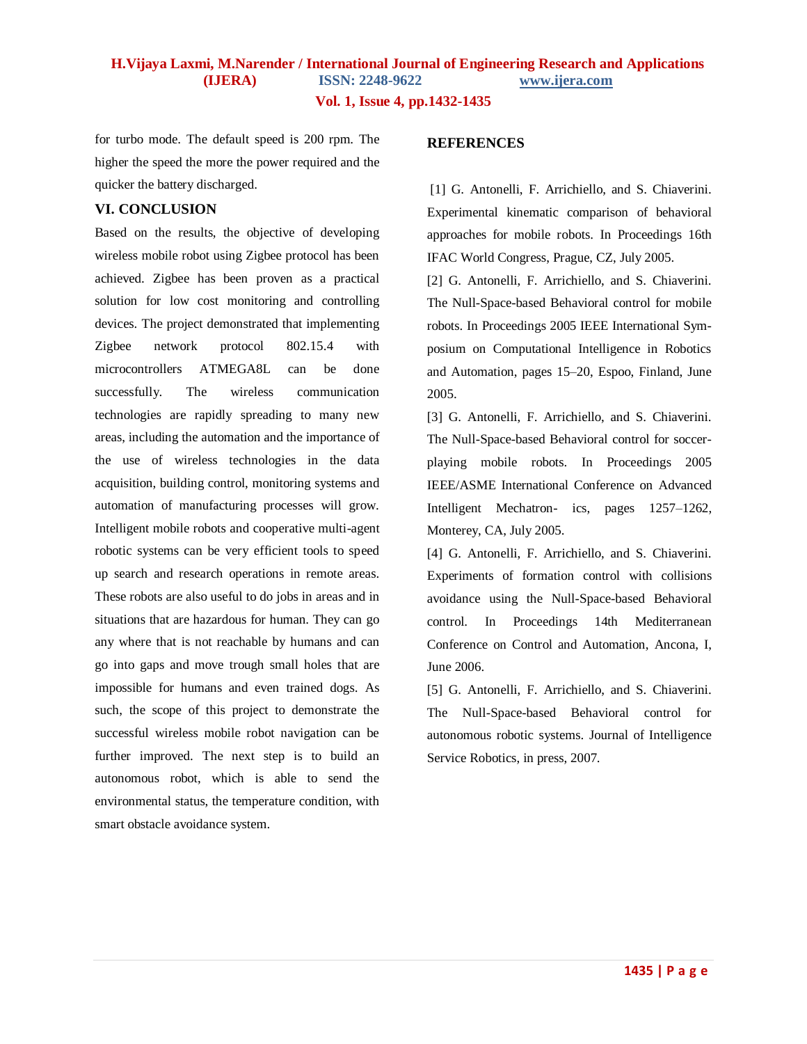for turbo mode. The default speed is 200 rpm. The higher the speed the more the power required and the quicker the battery discharged.

## VI. CONCLUSION

Based on the results, the objective of developing wireless mobile robot using Zigbee protocol has been achieved. Zigbee has been proven as a practical solution for low cost monitoring and controlling devices. The project demonstrated that implementing Zigbee network protocol 802.15.4 with microcontrollers ATMEGA8L can be done successfully. The wireless communication technologies are rapidly spreading to many new areas, including the automation and the importance of the use of wireless technologies in the data acquisition, building control, monitoring systems and automation of manufacturing processes will grow. Intelligent mobile robots and cooperative multi-agent robotic systems can be very efficient tools to speed up search and research operations in remote areas. These robots are also useful to do jobs in areas and in situations that are hazardous for human. They can go any where that is not reachable by humans and can go into gaps and move trough small holes that are impossible for humans and even trained dogs. As such, the scope of this project to demonstrate the successful wireless mobile robot navigation can be further improved. The next step is to build an autonomous robot, which is able to send the environmental status, the temperature condition, with smart obstacle avoidance system.

## REFERENCES

[1] G. Antonelli, F. Arrichiello, and S. Chiaverini. Experimental kinematic comparison of behavioral approaches for mobile robots. In Proceedings 16th IFAC World Congress, Prague, CZ, July 2005.

[2] G. Antonelli, F. Arrichiello, and S. Chiaverini. The Null-Space-based Behavioral control for mobile robots. In Proceedings 2005 IEEE International Symposium on Computational Intelligence in Robotics and Automation, pages 15–20, Espoo, Finland, June 2005.

[3] G. Antonelli, F. Arrichiello, and S. Chiaverini. The Null-Space-based Behavioral control for soccer-playing mobile robots. In Proceedings 2005 IEEE/ASME International Conference on Advanced Intelligent Mechatron- ics, pages 1257–1262, Monterey, CA, July 2005.

[4] G. Antonelli, F. Arrichiello, and S. Chiaverini. Experiments of formation control with collisions avoidance using the Null-Space-based Behavioral control. In Proceedings 14th Mediterranean Conference on Control and Automation, Ancona, I, June 2006.

[5] G. Antonelli, F. Arrichiello, and S. Chiaverini. The Null-Space-based Behavioral control for autonomous robotic systems. Journal of Intelligence Service Robotics, in press, 2007.